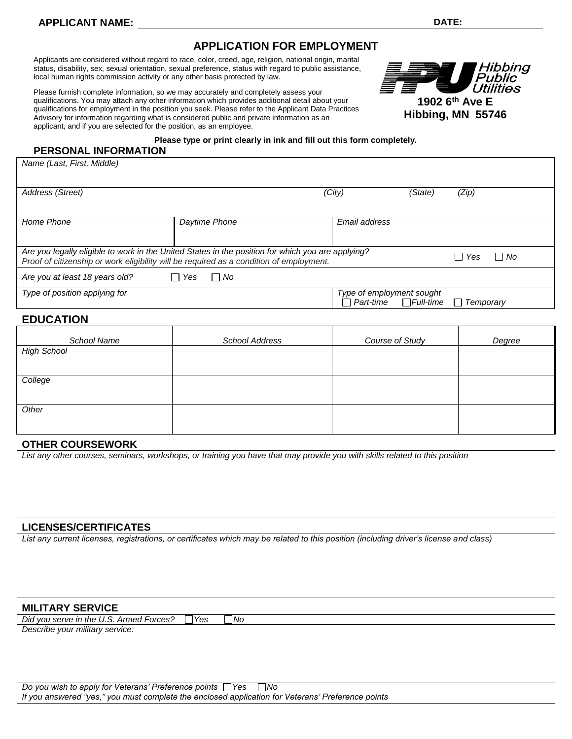**APPLICANT NAME:** ______________________________ **DATE:** ____________

# APPLICATION FOR EMPLOYMENT

Applicants are considered without regard to race, color, creed, age, religion, national origin, marital status, disability, sex, sexual orientation, sexual preference, status with regard to public assistance, local human rights commission activity or any other basis protected by law.

Please furnish complete information, so we may accurately and completely assess your qualifications. You may attach any other information which provides additional detail about your qualifications for employment in the position you seek. Please refer to the Applicant Data Practices Advisory for information regarding what is considered public and private information as an applicant, and if you are selected for the position, as an employee.

**Hibbing Public Utilities**
**1902 6th Ave E**
**Hibbing, MN 55746**

**Please type or print clearly in ink and fill out this form completely.**

## PERSONAL INFORMATION

| | | |
|---|---|---|
| *Name (Last, First, Middle)* | | |
| *Address (Street)* | | *(City) (State) (Zip)* |
| *Home Phone* | *Daytime Phone* | *Email address* |
| *Are you legally eligible to work in the United States in the position for which you are applying? Proof of citizenship or work eligibility will be required as a condition of employment.* | | ☐ *Yes* ☐ *No* |
| *Are you at least 18 years old?* ☐ *Yes* ☐ *No* | | |
| *Type of position applying for* | | *Type of employment sought* ☐ *Part-time* ☐ *Full-time* ☐ *Temporary* |

## EDUCATION

| *School Name* | *School Address* | *Course of Study* | *Degree* |
|---|---|---|---|
| *High School* | | | |
| *College* | | | |
| *Other* | | | |

## OTHER COURSEWORK

*List any other courses, seminars, workshops, or training you have that may provide you with skills related to this position*

## LICENSES/CERTIFICATES

*List any current licenses, registrations, or certificates which may be related to this position (including driver's license and class)*

## MILITARY SERVICE

*Did you serve in the U.S. Armed Forces?* ☐ *Yes* ☐ *No*

*Describe your military service:*

*Do you wish to apply for Veterans' Preference points* ☐ *Yes* ☐ *No*

*If you answered "yes," you must complete the enclosed application for Veterans' Preference points*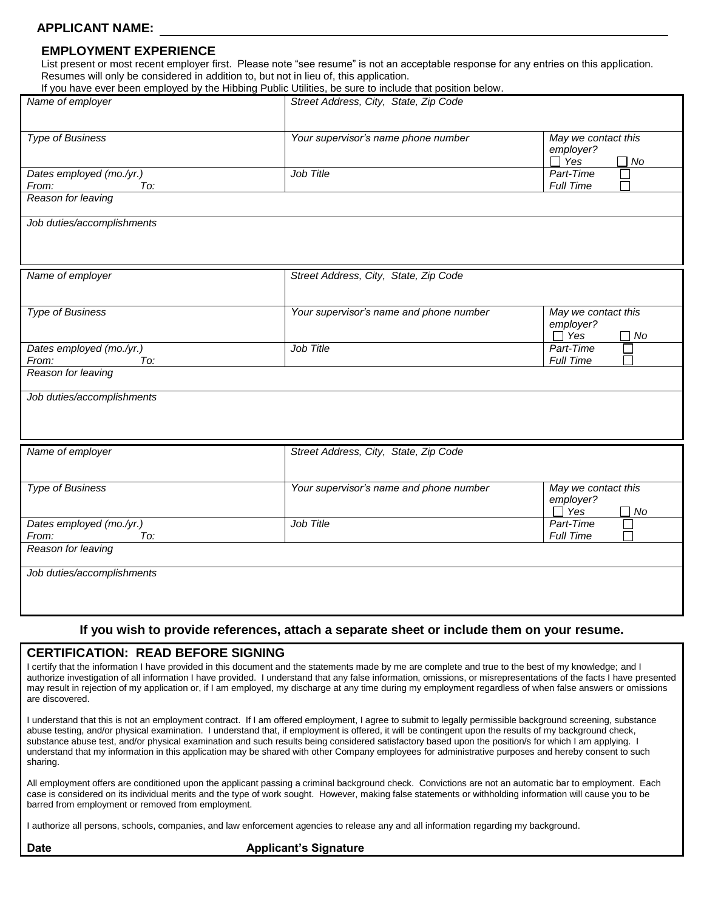**APPLICANT NAME:** ____________________

## EMPLOYMENT EXPERIENCE

List present or most recent employer first. Please note "see resume" is not an acceptable response for any entries on this application. Resumes will only be considered in addition to, but not in lieu of, this application.
If you have ever been employed by the Hibbing Public Utilities, be sure to include that position below.

| *Name of employer* | *Street Address, City, State, Zip Code* | |
|---|---|---|
| *Type of Business* | *Your supervisor's name phone number* | *May we contact this employer?* ☐ *Yes* ☐ *No* |
| *Dates employed (mo./yr.)* *From:* *To:* | *Job Title* | *Part-Time* ☐ *Full Time* ☐ |
| *Reason for leaving* | | |
| *Job duties/accomplishments* | | |

| *Name of employer* | *Street Address, City, State, Zip Code* | |
|---|---|---|
| *Type of Business* | *Your supervisor's name and phone number* | *May we contact this employer?* ☐ *Yes* ☐ *No* |
| *Dates employed (mo./yr.)* *From:* *To:* | *Job Title* | *Part-Time* ☐ *Full Time* ☐ |
| *Reason for leaving* | | |
| *Job duties/accomplishments* | | |

| *Name of employer* | *Street Address, City, State, Zip Code* | |
|---|---|---|
| *Type of Business* | *Your supervisor's name and phone number* | *May we contact this employer?* ☐ *Yes* ☐ *No* |
| *Dates employed (mo./yr.)* *From:* *To:* | *Job Title* | *Part-Time* ☐ *Full Time* ☐ |
| *Reason for leaving* | | |
| *Job duties/accomplishments* | | |

**If you wish to provide references, attach a separate sheet or include them on your resume.**

## CERTIFICATION: READ BEFORE SIGNING

I certify that the information I have provided in this document and the statements made by me are complete and true to the best of my knowledge; and I authorize investigation of all information I have provided. I understand that any false information, omissions, or misrepresentations of the facts I have presented may result in rejection of my application or, if I am employed, my discharge at any time during my employment regardless of when false answers or omissions are discovered.

I understand that this is not an employment contract. If I am offered employment, I agree to submit to legally permissible background screening, substance abuse testing, and/or physical examination. I understand that, if employment is offered, it will be contingent upon the results of my background check, substance abuse test, and/or physical examination and such results being considered satisfactory based upon the position/s for which I am applying. I understand that my information in this application may be shared with other Company employees for administrative purposes and hereby consent to such sharing.

All employment offers are conditioned upon the applicant passing a criminal background check. Convictions are not an automatic bar to employment. Each case is considered on its individual merits and the type of work sought. However, making false statements or withholding information will cause you to be barred from employment or removed from employment.

I authorize all persons, schools, companies, and law enforcement agencies to release any and all information regarding my background.

**Date** **Applicant's Signature**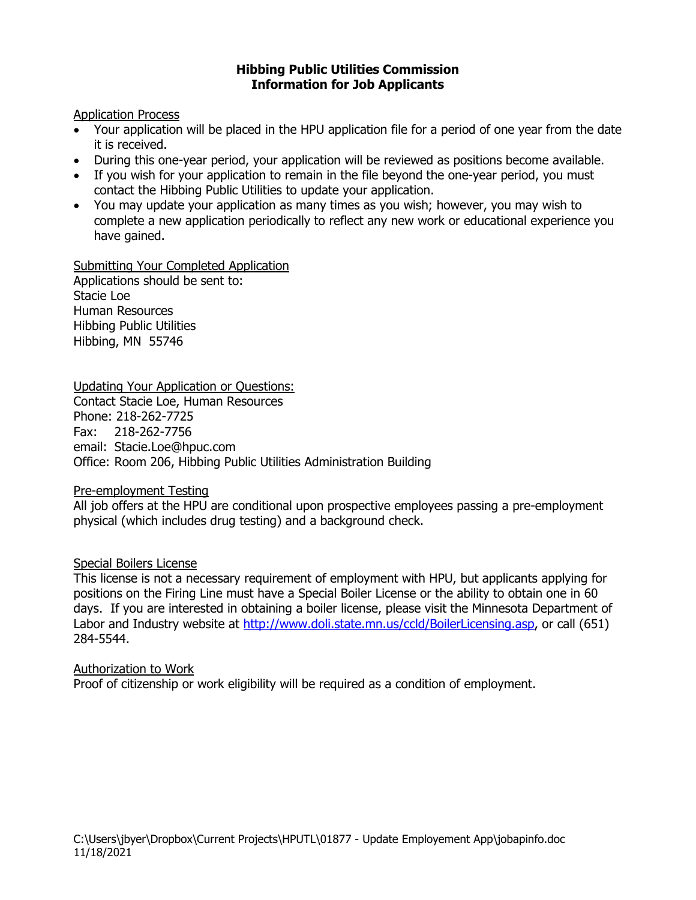# Hibbing Public Utilities Commission
## Information for Job Applicants

Application Process

- Your application will be placed in the HPU application file for a period of one year from the date it is received.
- During this one-year period, your application will be reviewed as positions become available.
- If you wish for your application to remain in the file beyond the one-year period, you must contact the Hibbing Public Utilities to update your application.
- You may update your application as many times as you wish; however, you may wish to complete a new application periodically to reflect any new work or educational experience you have gained.

Submitting Your Completed Application

Applications should be sent to:
Stacie Loe
Human Resources
Hibbing Public Utilities
Hibbing, MN 55746

Updating Your Application or Questions:

Contact Stacie Loe, Human Resources
Phone: 218-262-7725
Fax: 218-262-7756
email: Stacie.Loe@hpuc.com
Office: Room 206, Hibbing Public Utilities Administration Building

Pre-employment Testing

All job offers at the HPU are conditional upon prospective employees passing a pre-employment physical (which includes drug testing) and a background check.

Special Boilers License

This license is not a necessary requirement of employment with HPU, but applicants applying for positions on the Firing Line must have a Special Boiler License or the ability to obtain one in 60 days. If you are interested in obtaining a boiler license, please visit the Minnesota Department of Labor and Industry website at http://www.doli.state.mn.us/ccld/BoilerLicensing.asp, or call (651) 284-5544.

Authorization to Work

Proof of citizenship or work eligibility will be required as a condition of employment.

C:\Users\jbyer\Dropbox\Current Projects\HPUTL\01877 - Update Employement App\jobapinfo.doc
11/18/2021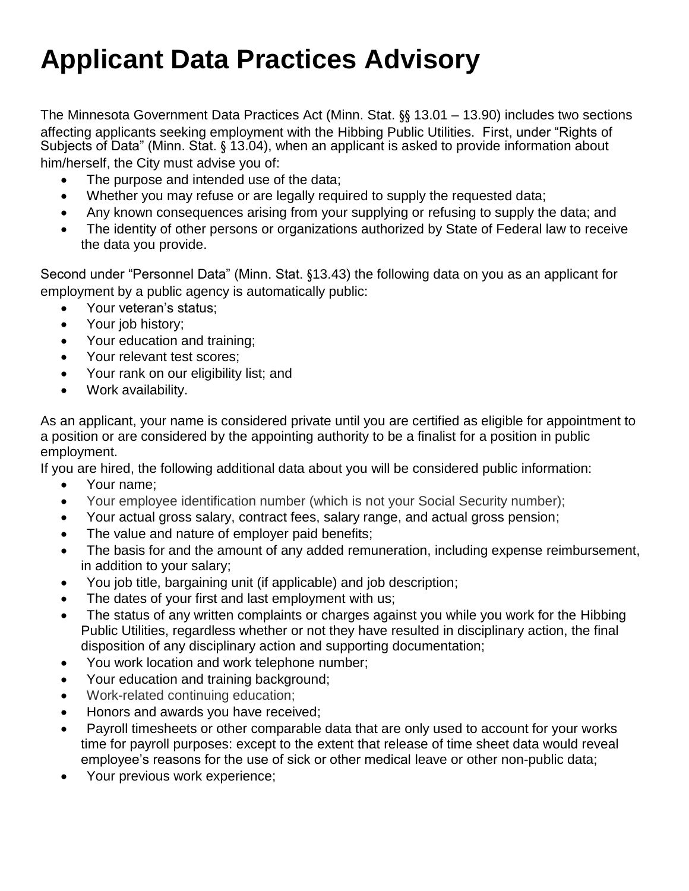# Applicant Data Practices Advisory

The Minnesota Government Data Practices Act (Minn. Stat. §§ 13.01 – 13.90) includes two sections affecting applicants seeking employment with the Hibbing Public Utilities. First, under "Rights of Subjects of Data" (Minn. Stat. § 13.04), when an applicant is asked to provide information about him/herself, the City must advise you of:

- The purpose and intended use of the data;
- Whether you may refuse or are legally required to supply the requested data;
- Any known consequences arising from your supplying or refusing to supply the data; and
- The identity of other persons or organizations authorized by State of Federal law to receive the data you provide.

Second under "Personnel Data" (Minn. Stat. §13.43) the following data on you as an applicant for employment by a public agency is automatically public:

- Your veteran's status;
- Your job history;
- Your education and training;
- Your relevant test scores;
- Your rank on our eligibility list; and
- Work availability.

As an applicant, your name is considered private until you are certified as eligible for appointment to a position or are considered by the appointing authority to be a finalist for a position in public employment.

If you are hired, the following additional data about you will be considered public information:

- Your name;
- Your employee identification number (which is not your Social Security number);
- Your actual gross salary, contract fees, salary range, and actual gross pension;
- The value and nature of employer paid benefits;
- The basis for and the amount of any added remuneration, including expense reimbursement, in addition to your salary;
- You job title, bargaining unit (if applicable) and job description;
- The dates of your first and last employment with us;
- The status of any written complaints or charges against you while you work for the Hibbing Public Utilities, regardless whether or not they have resulted in disciplinary action, the final disposition of any disciplinary action and supporting documentation;
- You work location and work telephone number;
- Your education and training background;
- Work-related continuing education;
- Honors and awards you have received;
- Payroll timesheets or other comparable data that are only used to account for your works time for payroll purposes: except to the extent that release of time sheet data would reveal employee's reasons for the use of sick or other medical leave or other non-public data;
- Your previous work experience;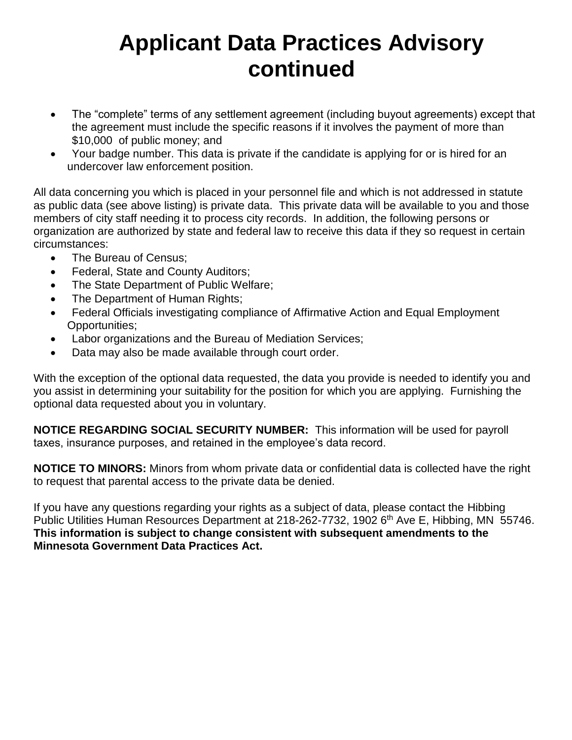# Applicant Data Practices Advisory continued

- The "complete" terms of any settlement agreement (including buyout agreements) except that the agreement must include the specific reasons if it involves the payment of more than $10,000 of public money; and
- Your badge number. This data is private if the candidate is applying for or is hired for an undercover law enforcement position.

All data concerning you which is placed in your personnel file and which is not addressed in statute as public data (see above listing) is private data. This private data will be available to you and those members of city staff needing it to process city records. In addition, the following persons or organization are authorized by state and federal law to receive this data if they so request in certain circumstances:

- The Bureau of Census;
- Federal, State and County Auditors;
- The State Department of Public Welfare;
- The Department of Human Rights;
- Federal Officials investigating compliance of Affirmative Action and Equal Employment Opportunities;
- Labor organizations and the Bureau of Mediation Services;
- Data may also be made available through court order.

With the exception of the optional data requested, the data you provide is needed to identify you and you assist in determining your suitability for the position for which you are applying. Furnishing the optional data requested about you in voluntary.

**NOTICE REGARDING SOCIAL SECURITY NUMBER:** This information will be used for payroll taxes, insurance purposes, and retained in the employee's data record.

**NOTICE TO MINORS:** Minors from whom private data or confidential data is collected have the right to request that parental access to the private data be denied.

If you have any questions regarding your rights as a subject of data, please contact the Hibbing Public Utilities Human Resources Department at 218-262-7732, 1902 6th Ave E, Hibbing, MN 55746. **This information is subject to change consistent with subsequent amendments to the Minnesota Government Data Practices Act.**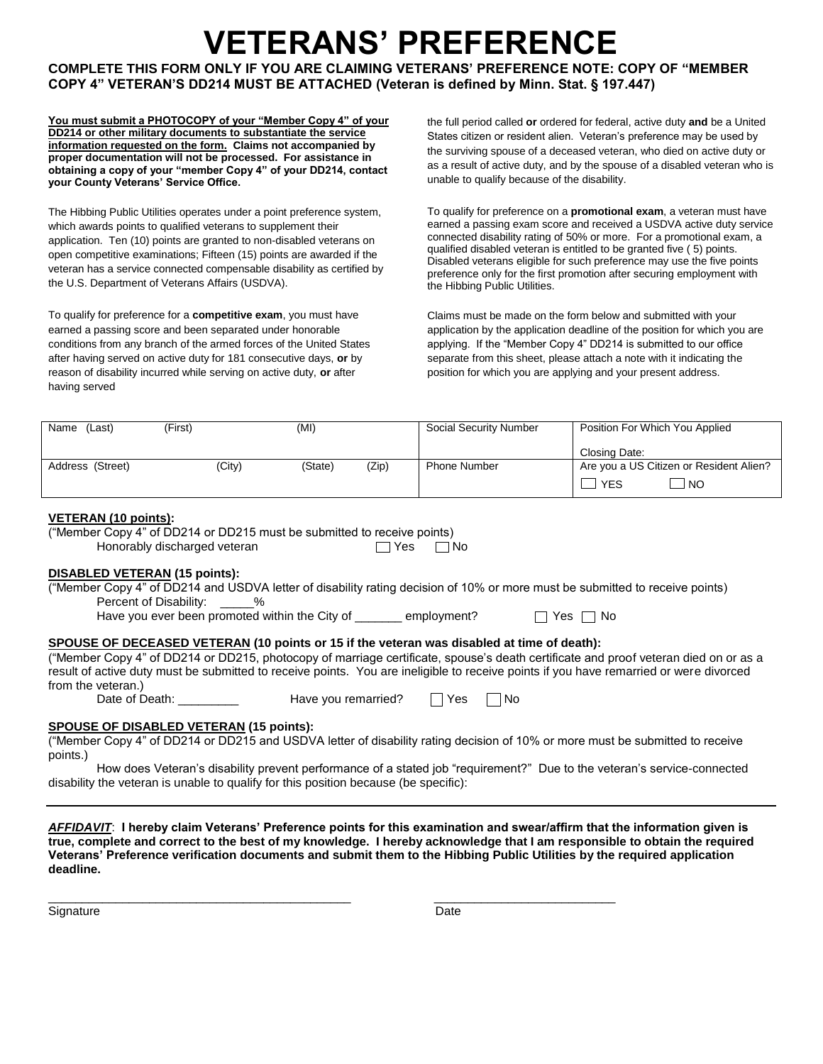# VETERANS' PREFERENCE

**COMPLETE THIS FORM ONLY IF YOU ARE CLAIMING VETERANS' PREFERENCE NOTE: COPY OF "MEMBER COPY 4" VETERAN'S DD214 MUST BE ATTACHED (Veteran is defined by Minn. Stat. § 197.447)**

**You must submit a PHOTOCOPY of your "Member Copy 4" of your DD214 or other military documents to substantiate the service information requested on the form. Claims not accompanied by proper documentation will not be processed. For assistance in obtaining a copy of your "member Copy 4" of your DD214, contact your County Veterans' Service Office.**

The Hibbing Public Utilities operates under a point preference system, which awards points to qualified veterans to supplement their application. Ten (10) points are granted to non-disabled veterans on open competitive examinations; Fifteen (15) points are awarded if the veteran has a service connected compensable disability as certified by the U.S. Department of Veterans Affairs (USDVA).

To qualify for preference for a **competitive exam**, you must have earned a passing score and been separated under honorable conditions from any branch of the armed forces of the United States after having served on active duty for 181 consecutive days, **or** by reason of disability incurred while serving on active duty, **or** after having served the full period called **or** ordered for federal, active duty **and** be a United States citizen or resident alien. Veteran's preference may be used by the surviving spouse of a deceased veteran, who died on active duty or as a result of active duty, and by the spouse of a disabled veteran who is unable to qualify because of the disability.

To qualify for preference on a **promotional exam**, a veteran must have earned a passing exam score and received a USDVA active duty service connected disability rating of 50% or more. For a promotional exam, a qualified disabled veteran is entitled to be granted five ( 5) points. Disabled veterans eligible for such preference may use the five points preference only for the first promotion after securing employment with the Hibbing Public Utilities.

Claims must be made on the form below and submitted with your application by the application deadline of the position for which you are applying. If the "Member Copy 4" DD214 is submitted to our office separate from this sheet, please attach a note with it indicating the position for which you are applying and your present address.

| Name (Last) (First) (MI) | Social Security Number | Position For Which You Applied<br>Closing Date: |
|---|---|---|
| Address (Street) (City) (State) (Zip) | Phone Number | Are you a US Citizen or Resident Alien?<br>☐ YES ☐ NO |

**VETERAN (10 points):**

("Member Copy 4" of DD214 or DD215 must be submitted to receive points)

Honorably discharged veteran ☐ Yes ☐ No

**DISABLED VETERAN (15 points):**

("Member Copy 4" of DD214 and USDVA letter of disability rating decision of 10% or more must be submitted to receive points)

Percent of Disability: _____%

Have you ever been promoted within the City of _______ employment? ☐ Yes ☐ No

**SPOUSE OF DECEASED VETERAN (10 points or 15 if the veteran was disabled at time of death):**

("Member Copy 4" of DD214 or DD215, photocopy of marriage certificate, spouse's death certificate and proof veteran died on or as a result of active duty must be submitted to receive points. You are ineligible to receive points if you have remarried or were divorced from the veteran.)

Date of Death: _________ Have you remarried? ☐ Yes ☐ No

**SPOUSE OF DISABLED VETERAN (15 points):**

("Member Copy 4" of DD214 or DD215 and USDVA letter of disability rating decision of 10% or more must be submitted to receive points.)

How does Veteran's disability prevent performance of a stated job "requirement?" Due to the veteran's service-connected disability the veteran is unable to qualify for this position because (be specific):

---

***AFFIDAVIT*: I hereby claim Veterans' Preference points for this examination and swear/affirm that the information given is true, complete and correct to the best of my knowledge. I hereby acknowledge that I am responsible to obtain the required Veterans' Preference verification documents and submit them to the Hibbing Public Utilities by the required application deadline.**

_______________________________________________ ___________________________

Signature Date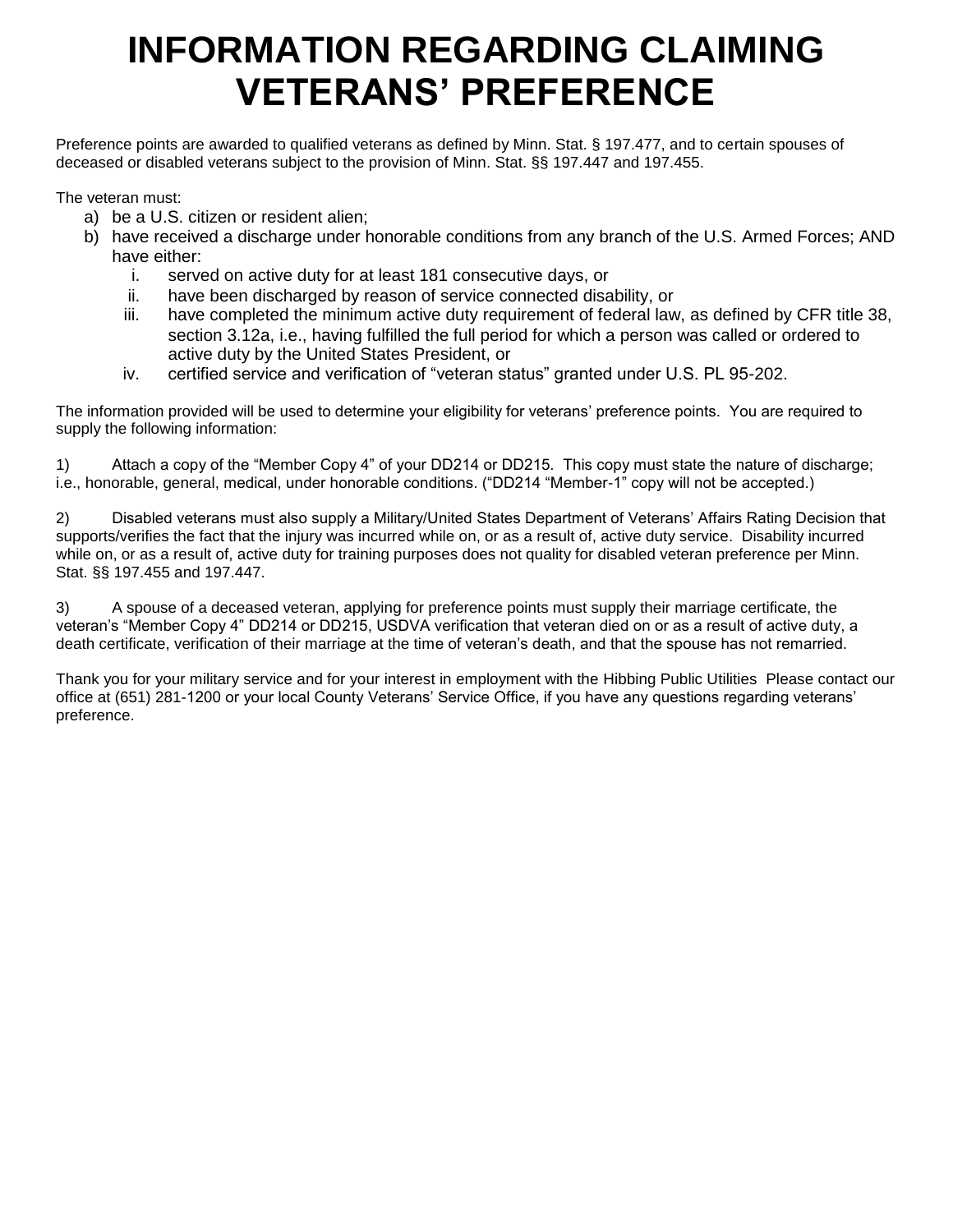# INFORMATION REGARDING CLAIMING VETERANS' PREFERENCE

Preference points are awarded to qualified veterans as defined by Minn. Stat. § 197.477, and to certain spouses of deceased or disabled veterans subject to the provision of Minn. Stat. §§ 197.447 and 197.455.

The veteran must:

a) be a U.S. citizen or resident alien;
b) have received a discharge under honorable conditions from any branch of the U.S. Armed Forces; AND have either:
   i. served on active duty for at least 181 consecutive days, or
   ii. have been discharged by reason of service connected disability, or
   iii. have completed the minimum active duty requirement of federal law, as defined by CFR title 38, section 3.12a, i.e., having fulfilled the full period for which a person was called or ordered to active duty by the United States President, or
   iv. certified service and verification of "veteran status" granted under U.S. PL 95-202.

The information provided will be used to determine your eligibility for veterans' preference points. You are required to supply the following information:

1) Attach a copy of the "Member Copy 4" of your DD214 or DD215. This copy must state the nature of discharge; i.e., honorable, general, medical, under honorable conditions. ("DD214 "Member-1" copy will not be accepted.)

2) Disabled veterans must also supply a Military/United States Department of Veterans' Affairs Rating Decision that supports/verifies the fact that the injury was incurred while on, or as a result of, active duty service. Disability incurred while on, or as a result of, active duty for training purposes does not quality for disabled veteran preference per Minn. Stat. §§ 197.455 and 197.447.

3) A spouse of a deceased veteran, applying for preference points must supply their marriage certificate, the veteran's "Member Copy 4" DD214 or DD215, USDVA verification that veteran died on or as a result of active duty, a death certificate, verification of their marriage at the time of veteran's death, and that the spouse has not remarried.

Thank you for your military service and for your interest in employment with the Hibbing Public Utilities Please contact our office at (651) 281-1200 or your local County Veterans' Service Office, if you have any questions regarding veterans' preference.